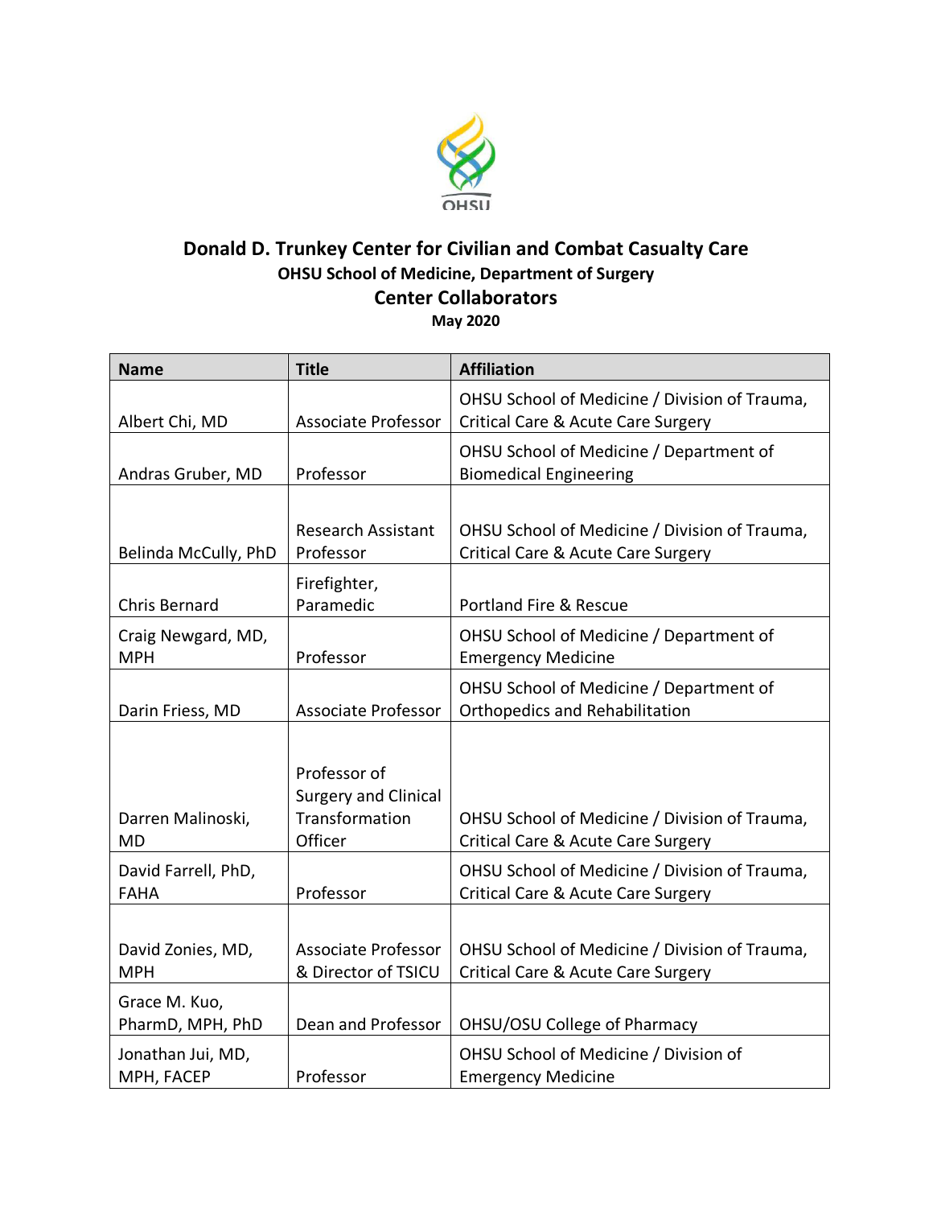# Donald D. Trunkey Center for Civilian and Combat Casualty Care

### OHSU School of Medicine, Department of Surgery

## Center Collaborators

**May 2020**

| Name | Title | Affiliation |
| --- | --- | --- |
| Albert Chi, MD | Associate Professor | OHSU School of Medicine / Division of Trauma, Critical Care & Acute Care Surgery |
| Andras Gruber, MD | Professor | OHSU School of Medicine / Department of Biomedical Engineering |
| Belinda McCully, PhD | Research Assistant Professor | OHSU School of Medicine / Division of Trauma, Critical Care & Acute Care Surgery |
| Chris Bernard | Firefighter, Paramedic | Portland Fire & Rescue |
| Craig Newgard, MD, MPH | Professor | OHSU School of Medicine / Department of Emergency Medicine |
| Darin Friess, MD | Associate Professor | OHSU School of Medicine / Department of Orthopedics and Rehabilitation |
| Darren Malinoski, MD | Professor of Surgery and Clinical Transformation Officer | OHSU School of Medicine / Division of Trauma, Critical Care & Acute Care Surgery |
| David Farrell, PhD, FAHA | Professor | OHSU School of Medicine / Division of Trauma, Critical Care & Acute Care Surgery |
| David Zonies, MD, MPH | Associate Professor & Director of TSICU | OHSU School of Medicine / Division of Trauma, Critical Care & Acute Care Surgery |
| Grace M. Kuo, PharmD, MPH, PhD | Dean and Professor | OHSU/OSU College of Pharmacy |
| Jonathan Jui, MD, MPH, FACEP | Professor | OHSU School of Medicine / Division of Emergency Medicine |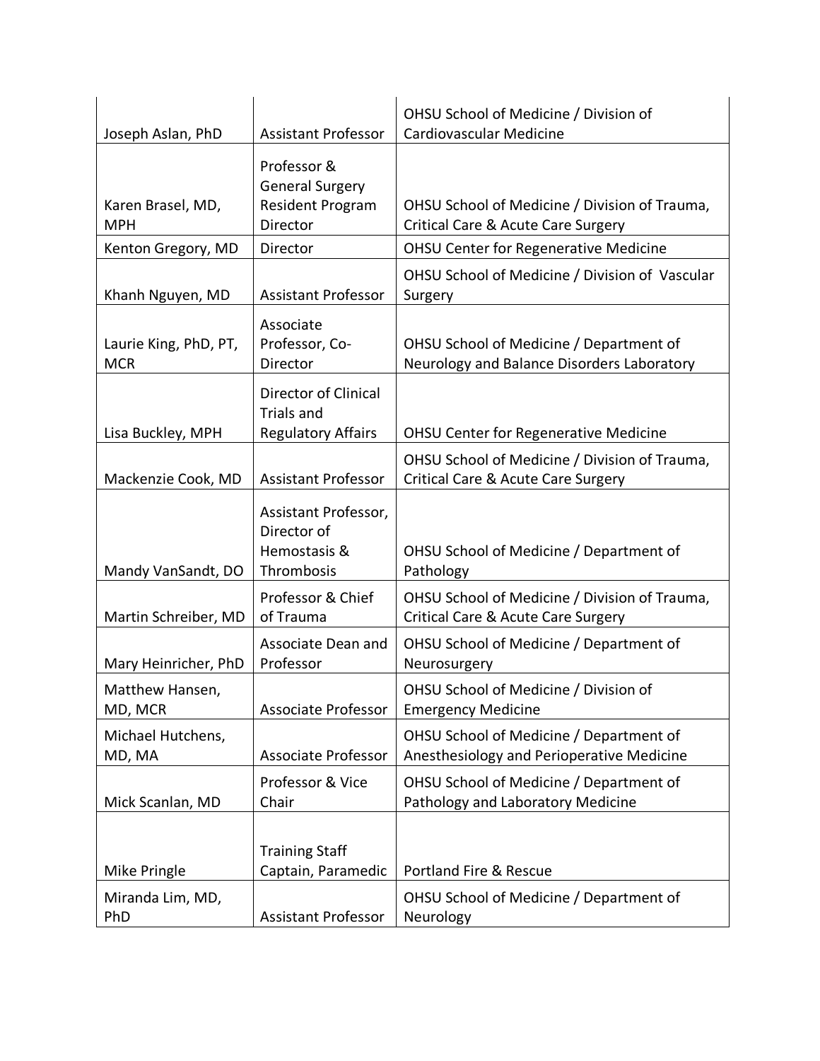| | | |
|---|---|---|
| Joseph Aslan, PhD | Assistant Professor | OHSU School of Medicine / Division of Cardiovascular Medicine |
| Karen Brasel, MD, MPH | Professor & General Surgery Resident Program Director | OHSU School of Medicine / Division of Trauma, Critical Care & Acute Care Surgery |
| Kenton Gregory, MD | Director | OHSU Center for Regenerative Medicine |
| Khanh Nguyen, MD | Assistant Professor | OHSU School of Medicine / Division of Vascular Surgery |
| Laurie King, PhD, PT, MCR | Associate Professor, Co-Director | OHSU School of Medicine / Department of Neurology and Balance Disorders Laboratory |
| Lisa Buckley, MPH | Director of Clinical Trials and Regulatory Affairs | OHSU Center for Regenerative Medicine |
| Mackenzie Cook, MD | Assistant Professor | OHSU School of Medicine / Division of Trauma, Critical Care & Acute Care Surgery |
| Mandy VanSandt, DO | Assistant Professor, Director of Hemostasis & Thrombosis | OHSU School of Medicine / Department of Pathology |
| Martin Schreiber, MD | Professor & Chief of Trauma | OHSU School of Medicine / Division of Trauma, Critical Care & Acute Care Surgery |
| Mary Heinricher, PhD | Associate Dean and Professor | OHSU School of Medicine / Department of Neurosurgery |
| Matthew Hansen, MD, MCR | Associate Professor | OHSU School of Medicine / Division of Emergency Medicine |
| Michael Hutchens, MD, MA | Associate Professor | OHSU School of Medicine / Department of Anesthesiology and Perioperative Medicine |
| Mick Scanlan, MD | Professor & Vice Chair | OHSU School of Medicine / Department of Pathology and Laboratory Medicine |
| Mike Pringle | Training Staff Captain, Paramedic | Portland Fire & Rescue |
| Miranda Lim, MD, PhD | Assistant Professor | OHSU School of Medicine / Department of Neurology |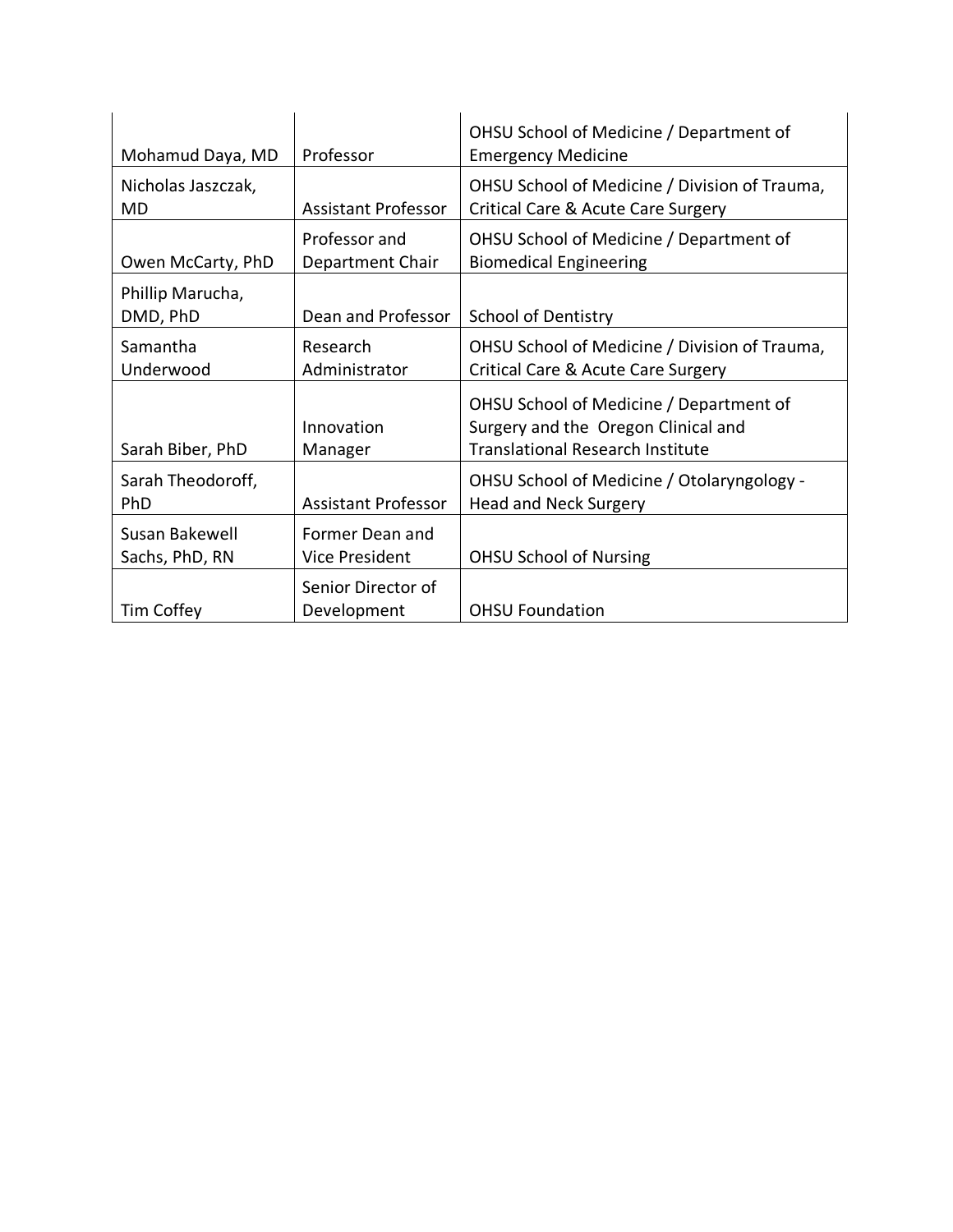| | | |
|---|---|---|
| Mohamud Daya, MD | Professor | OHSU School of Medicine / Department of Emergency Medicine |
| Nicholas Jaszczak, MD | Assistant Professor | OHSU School of Medicine / Division of Trauma, Critical Care & Acute Care Surgery |
| Owen McCarty, PhD | Professor and Department Chair | OHSU School of Medicine / Department of Biomedical Engineering |
| Phillip Marucha, DMD, PhD | Dean and Professor | School of Dentistry |
| Samantha Underwood | Research Administrator | OHSU School of Medicine / Division of Trauma, Critical Care & Acute Care Surgery |
| Sarah Biber, PhD | Innovation Manager | OHSU School of Medicine / Department of Surgery and the Oregon Clinical and Translational Research Institute |
| Sarah Theodoroff, PhD | Assistant Professor | OHSU School of Medicine / Otolaryngology - Head and Neck Surgery |
| Susan Bakewell Sachs, PhD, RN | Former Dean and Vice President | OHSU School of Nursing |
| Tim Coffey | Senior Director of Development | OHSU Foundation |